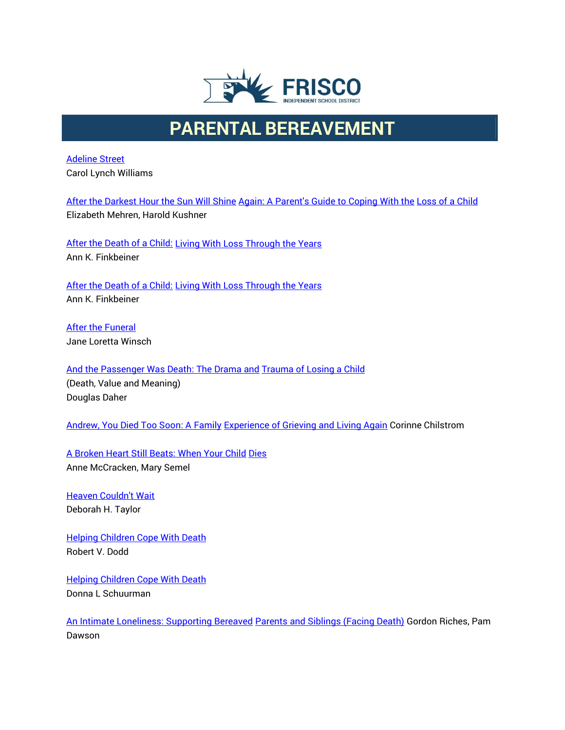# PARENTAL BEREAVEMENT

Adeline Street
Carol Lynch Williams

After the Darkest Hour the Sun Will Shine Again: A Parent's Guide to Coping With the Loss of a Child
Elizabeth Mehren, Harold Kushner

After the Death of a Child: Living With Loss Through the Years
Ann K. Finkbeiner

After the Death of a Child: Living With Loss Through the Years
Ann K. Finkbeiner

After the Funeral
Jane Loretta Winsch

And the Passenger Was Death: The Drama and Trauma of Losing a Child
(Death, Value and Meaning)
Douglas Daher

Andrew, You Died Too Soon: A Family Experience of Grieving and Living Again Corinne Chilstrom

A Broken Heart Still Beats: When Your Child Dies
Anne McCracken, Mary Semel

Heaven Couldn't Wait
Deborah H. Taylor

Helping Children Cope With Death
Robert V. Dodd

Helping Children Cope With Death
Donna L Schuurman

An Intimate Loneliness: Supporting Bereaved Parents and Siblings (Facing Death) Gordon Riches, Pam Dawson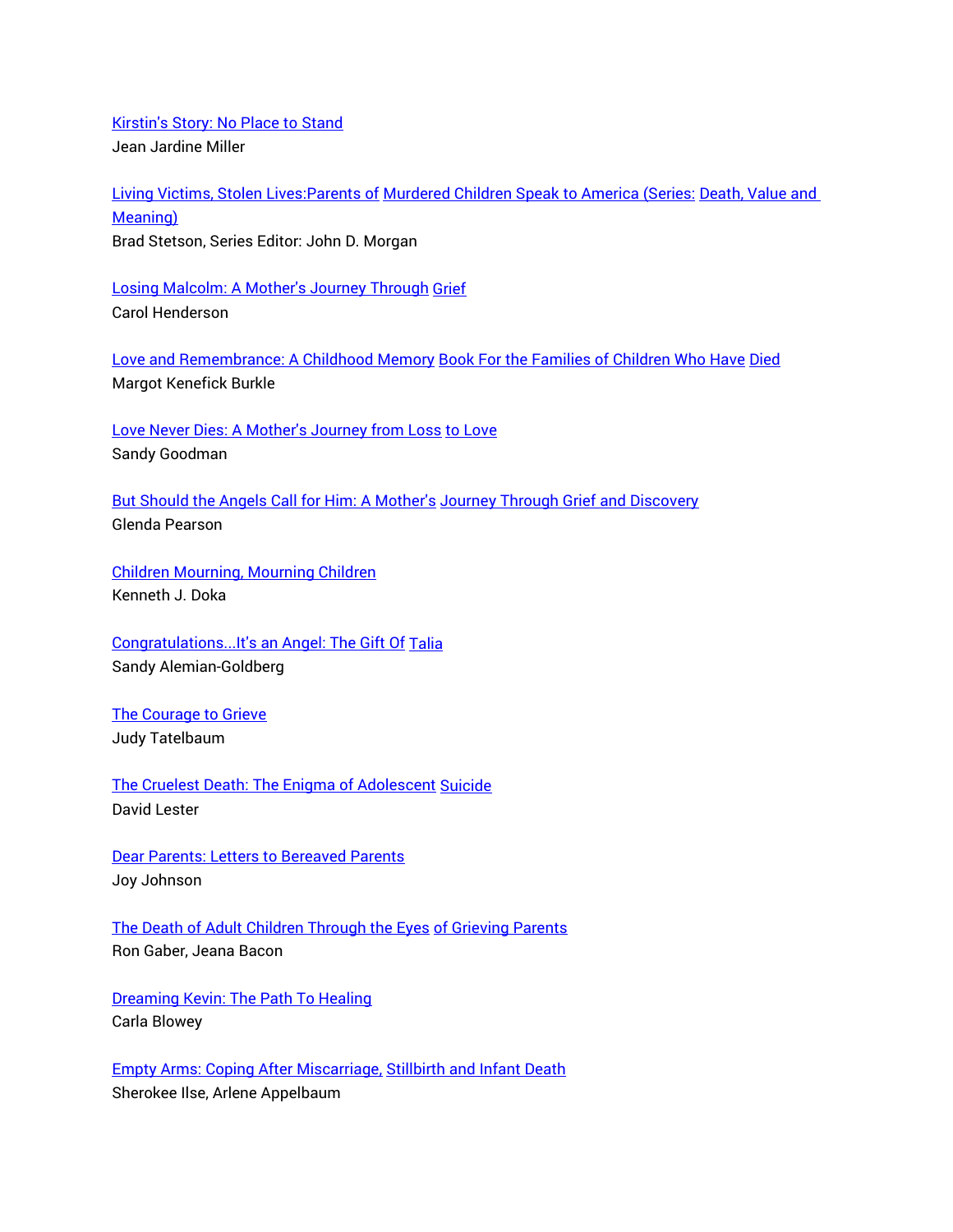Kirstin's Story: No Place to Stand
Jean Jardine Miller

Living Victims, Stolen Lives:Parents of Murdered Children Speak to America (Series: Death, Value and Meaning)
Brad Stetson, Series Editor: John D. Morgan

Losing Malcolm: A Mother's Journey Through Grief
Carol Henderson

Love and Remembrance: A Childhood Memory Book For the Families of Children Who Have Died
Margot Kenefick Burkle

Love Never Dies: A Mother's Journey from Loss to Love
Sandy Goodman

But Should the Angels Call for Him: A Mother's Journey Through Grief and Discovery
Glenda Pearson

Children Mourning, Mourning Children
Kenneth J. Doka

Congratulations...It's an Angel: The Gift Of Talia
Sandy Alemian-Goldberg

The Courage to Grieve
Judy Tatelbaum

The Cruelest Death: The Enigma of Adolescent Suicide
David Lester

Dear Parents: Letters to Bereaved Parents
Joy Johnson

The Death of Adult Children Through the Eyes of Grieving Parents
Ron Gaber, Jeana Bacon

Dreaming Kevin: The Path To Healing
Carla Blowey

Empty Arms: Coping After Miscarriage, Stillbirth and Infant Death
Sherokee Ilse, Arlene Appelbaum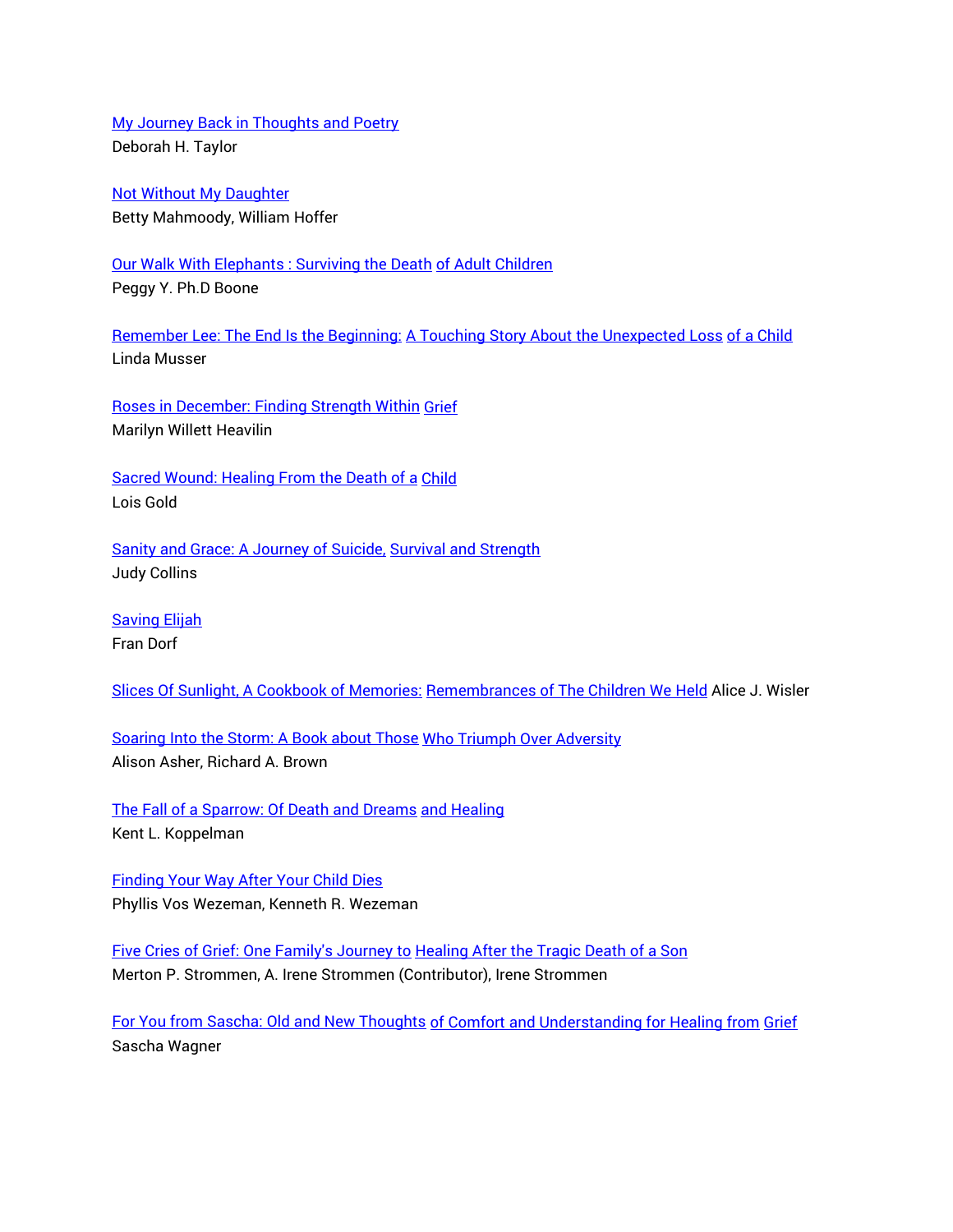My Journey Back in Thoughts and Poetry
Deborah H. Taylor

Not Without My Daughter
Betty Mahmoody, William Hoffer

Our Walk With Elephants : Surviving the Death of Adult Children
Peggy Y. Ph.D Boone

Remember Lee: The End Is the Beginning: A Touching Story About the Unexpected Loss of a Child
Linda Musser

Roses in December: Finding Strength Within Grief
Marilyn Willett Heavilin

Sacred Wound: Healing From the Death of a Child
Lois Gold

Sanity and Grace: A Journey of Suicide, Survival and Strength
Judy Collins

Saving Elijah
Fran Dorf

Slices Of Sunlight, A Cookbook of Memories: Remembrances of The Children We Held Alice J. Wisler

Soaring Into the Storm: A Book about Those Who Triumph Over Adversity
Alison Asher, Richard A. Brown

The Fall of a Sparrow: Of Death and Dreams and Healing
Kent L. Koppelman

Finding Your Way After Your Child Dies
Phyllis Vos Wezeman, Kenneth R. Wezeman

Five Cries of Grief: One Family's Journey to Healing After the Tragic Death of a Son
Merton P. Strommen, A. Irene Strommen (Contributor), Irene Strommen

For You from Sascha: Old and New Thoughts of Comfort and Understanding for Healing from Grief
Sascha Wagner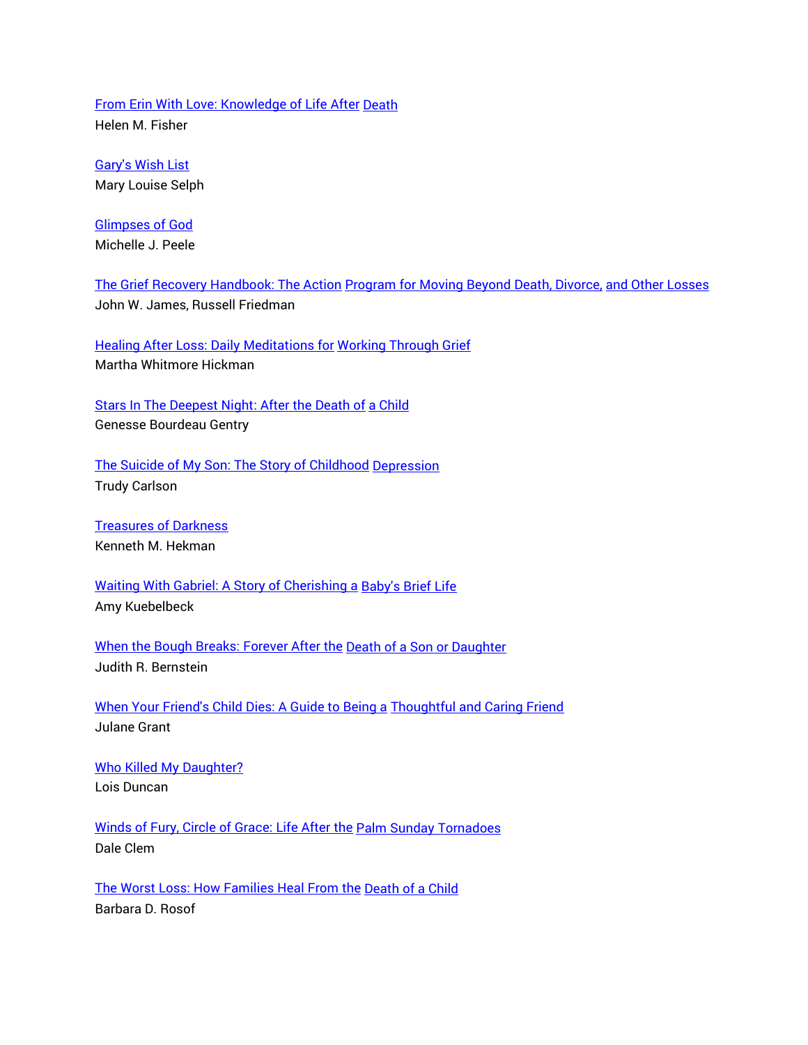From Erin With Love: Knowledge of Life After Death
Helen M. Fisher

Gary's Wish List
Mary Louise Selph

Glimpses of God
Michelle J. Peele

The Grief Recovery Handbook: The Action Program for Moving Beyond Death, Divorce, and Other Losses
John W. James, Russell Friedman

Healing After Loss: Daily Meditations for Working Through Grief
Martha Whitmore Hickman

Stars In The Deepest Night: After the Death of a Child
Genesse Bourdeau Gentry

The Suicide of My Son: The Story of Childhood Depression
Trudy Carlson

Treasures of Darkness
Kenneth M. Hekman

Waiting With Gabriel: A Story of Cherishing a Baby's Brief Life
Amy Kuebelbeck

When the Bough Breaks: Forever After the Death of a Son or Daughter
Judith R. Bernstein

When Your Friend's Child Dies: A Guide to Being a Thoughtful and Caring Friend
Julane Grant

Who Killed My Daughter?
Lois Duncan

Winds of Fury, Circle of Grace: Life After the Palm Sunday Tornadoes
Dale Clem

The Worst Loss: How Families Heal From the Death of a Child
Barbara D. Rosof